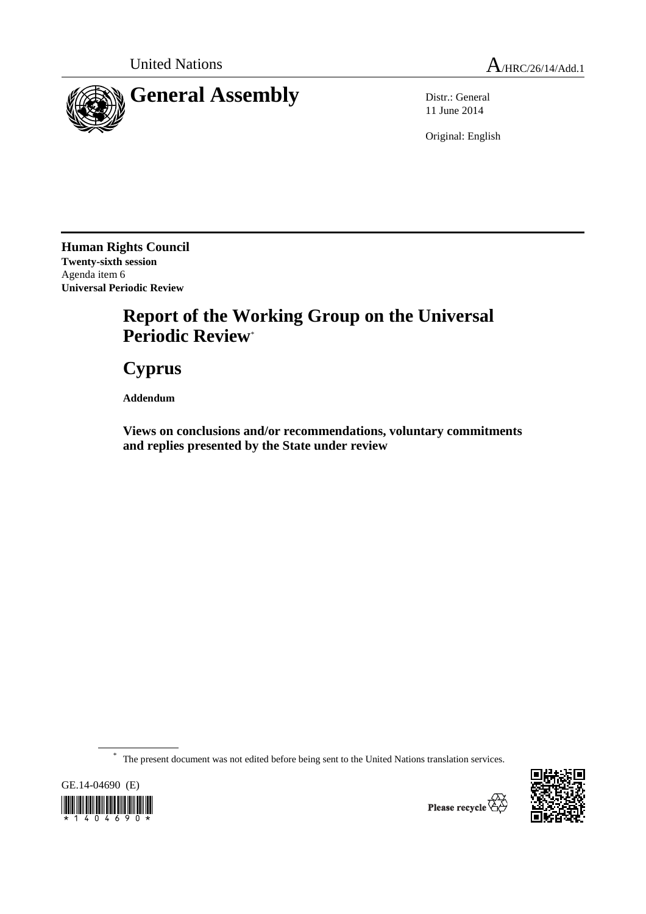United Nations A/HRC/26/14/Add.1

# General Assembly

Distr.: General
11 June 2014

Original: English

**Human Rights Council**
**Twenty-sixth session**
Agenda item 6
**Universal Periodic Review**

# Report of the Working Group on the Universal Periodic Review*

# Cyprus

**Addendum**

## Views on conclusions and/or recommendations, voluntary commitments and replies presented by the State under review

* The present document was not edited before being sent to the United Nations translation services.

GE.14-04690 (E)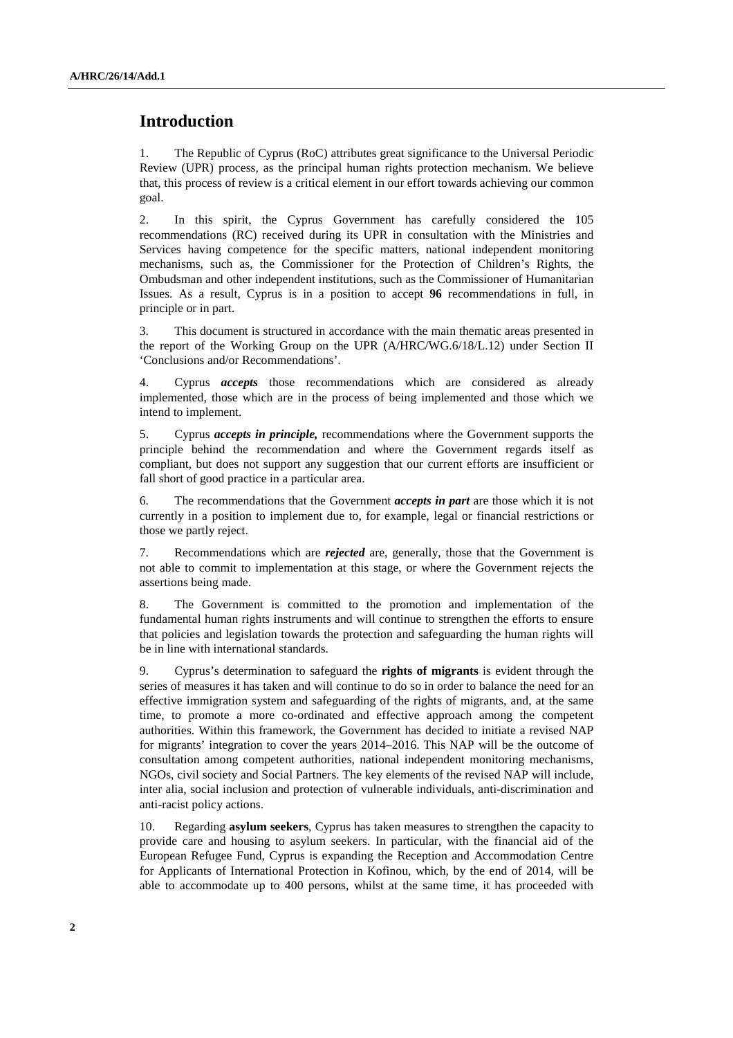# Introduction

1. The Republic of Cyprus (RoC) attributes great significance to the Universal Periodic Review (UPR) process, as the principal human rights protection mechanism. We believe that, this process of review is a critical element in our effort towards achieving our common goal.

2. In this spirit, the Cyprus Government has carefully considered the 105 recommendations (RC) received during its UPR in consultation with the Ministries and Services having competence for the specific matters, national independent monitoring mechanisms, such as, the Commissioner for the Protection of Children's Rights, the Ombudsman and other independent institutions, such as the Commissioner of Humanitarian Issues. As a result, Cyprus is in a position to accept **96** recommendations in full, in principle or in part.

3. This document is structured in accordance with the main thematic areas presented in the report of the Working Group on the UPR (A/HRC/WG.6/18/L.12) under Section II 'Conclusions and/or Recommendations'.

4. Cyprus ***accepts*** those recommendations which are considered as already implemented, those which are in the process of being implemented and those which we intend to implement.

5. Cyprus ***accepts in principle,*** recommendations where the Government supports the principle behind the recommendation and where the Government regards itself as compliant, but does not support any suggestion that our current efforts are insufficient or fall short of good practice in a particular area.

6. The recommendations that the Government ***accepts in part*** are those which it is not currently in a position to implement due to, for example, legal or financial restrictions or those we partly reject.

7. Recommendations which are ***rejected*** are, generally, those that the Government is not able to commit to implementation at this stage, or where the Government rejects the assertions being made.

8. The Government is committed to the promotion and implementation of the fundamental human rights instruments and will continue to strengthen the efforts to ensure that policies and legislation towards the protection and safeguarding the human rights will be in line with international standards.

9. Cyprus's determination to safeguard the **rights of migrants** is evident through the series of measures it has taken and will continue to do so in order to balance the need for an effective immigration system and safeguarding of the rights of migrants, and, at the same time, to promote a more co-ordinated and effective approach among the competent authorities. Within this framework, the Government has decided to initiate a revised NAP for migrants' integration to cover the years 2014–2016. This NAP will be the outcome of consultation among competent authorities, national independent monitoring mechanisms, NGOs, civil society and Social Partners. The key elements of the revised NAP will include, inter alia, social inclusion and protection of vulnerable individuals, anti-discrimination and anti-racist policy actions.

10. Regarding **asylum seekers**, Cyprus has taken measures to strengthen the capacity to provide care and housing to asylum seekers. In particular, with the financial aid of the European Refugee Fund, Cyprus is expanding the Reception and Accommodation Centre for Applicants of International Protection in Kofinou, which, by the end of 2014, will be able to accommodate up to 400 persons, whilst at the same time, it has proceeded with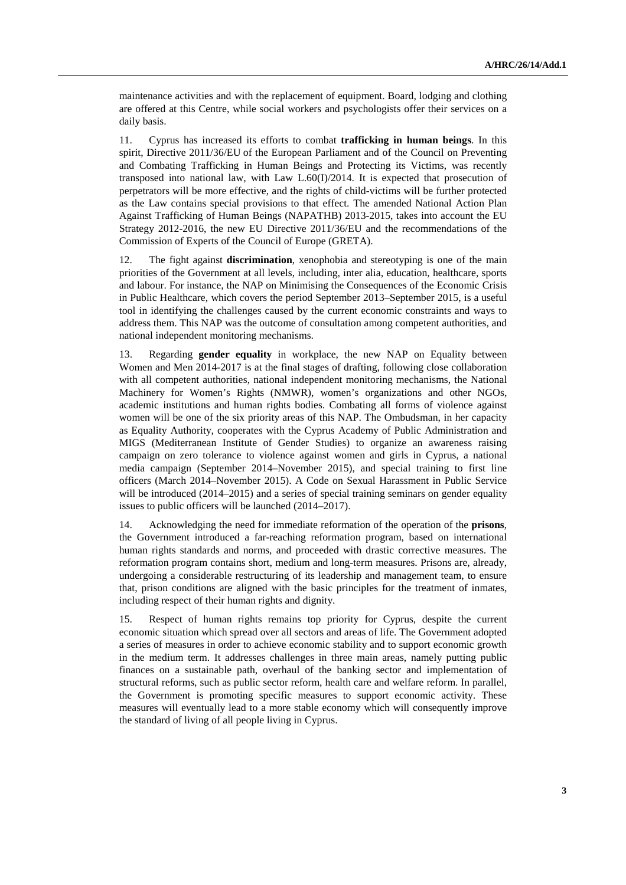maintenance activities and with the replacement of equipment. Board, lodging and clothing are offered at this Centre, while social workers and psychologists offer their services on a daily basis.

11. Cyprus has increased its efforts to combat **trafficking in human beings**. In this spirit, Directive 2011/36/EU of the European Parliament and of the Council on Preventing and Combating Trafficking in Human Beings and Protecting its Victims, was recently transposed into national law, with Law L.60(I)/2014. It is expected that prosecution of perpetrators will be more effective, and the rights of child-victims will be further protected as the Law contains special provisions to that effect. The amended National Action Plan Against Trafficking of Human Beings (NAPATHB) 2013-2015, takes into account the EU Strategy 2012-2016, the new EU Directive 2011/36/EU and the recommendations of the Commission of Experts of the Council of Europe (GRETA).

12. The fight against **discrimination**, xenophobia and stereotyping is one of the main priorities of the Government at all levels, including, inter alia, education, healthcare, sports and labour. For instance, the NAP on Minimising the Consequences of the Economic Crisis in Public Healthcare, which covers the period September 2013–September 2015, is a useful tool in identifying the challenges caused by the current economic constraints and ways to address them. This NAP was the outcome of consultation among competent authorities, and national independent monitoring mechanisms.

13. Regarding **gender equality** in workplace, the new NAP on Equality between Women and Men 2014-2017 is at the final stages of drafting, following close collaboration with all competent authorities, national independent monitoring mechanisms, the National Machinery for Women's Rights (NMWR), women's organizations and other NGOs, academic institutions and human rights bodies. Combating all forms of violence against women will be one of the six priority areas of this NAP. The Ombudsman, in her capacity as Equality Authority, cooperates with the Cyprus Academy of Public Administration and MIGS (Mediterranean Institute of Gender Studies) to organize an awareness raising campaign on zero tolerance to violence against women and girls in Cyprus, a national media campaign (September 2014–November 2015), and special training to first line officers (March 2014–November 2015). A Code on Sexual Harassment in Public Service will be introduced (2014–2015) and a series of special training seminars on gender equality issues to public officers will be launched (2014–2017).

14. Acknowledging the need for immediate reformation of the operation of the **prisons**, the Government introduced a far-reaching reformation program, based on international human rights standards and norms, and proceeded with drastic corrective measures. The reformation program contains short, medium and long-term measures. Prisons are, already, undergoing a considerable restructuring of its leadership and management team, to ensure that, prison conditions are aligned with the basic principles for the treatment of inmates, including respect of their human rights and dignity.

15. Respect of human rights remains top priority for Cyprus, despite the current economic situation which spread over all sectors and areas of life. The Government adopted a series of measures in order to achieve economic stability and to support economic growth in the medium term. It addresses challenges in three main areas, namely putting public finances on a sustainable path, overhaul of the banking sector and implementation of structural reforms, such as public sector reform, health care and welfare reform. In parallel, the Government is promoting specific measures to support economic activity. These measures will eventually lead to a more stable economy which will consequently improve the standard of living of all people living in Cyprus.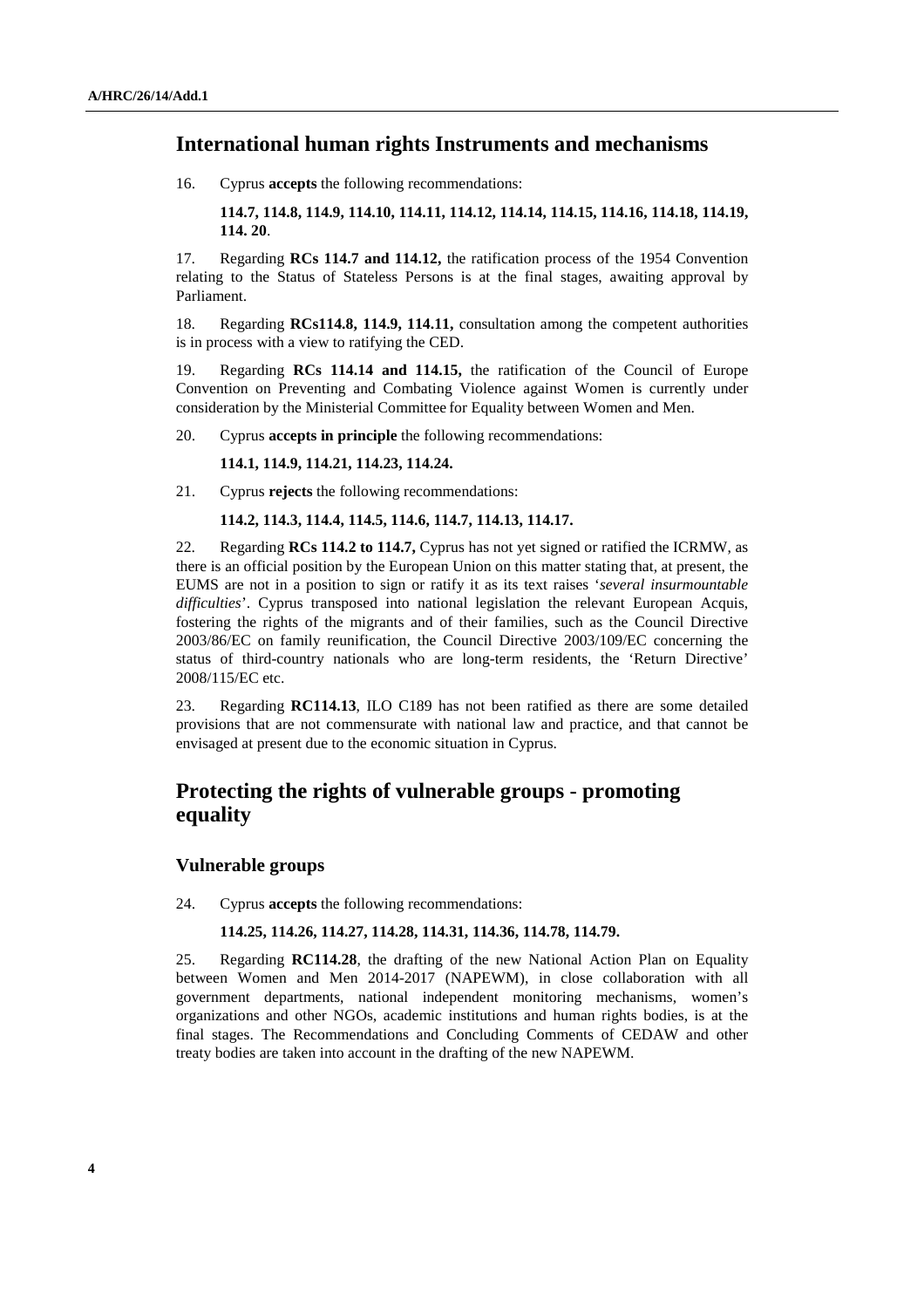## International human rights Instruments and mechanisms

16. Cyprus **accepts** the following recommendations:

**114.7, 114.8, 114.9, 114.10, 114.11, 114.12, 114.14, 114.15, 114.16, 114.18, 114.19, 114. 20**.

17. Regarding **RCs 114.7 and 114.12,** the ratification process of the 1954 Convention relating to the Status of Stateless Persons is at the final stages, awaiting approval by Parliament.

18. Regarding **RCs114.8, 114.9, 114.11,** consultation among the competent authorities is in process with a view to ratifying the CED.

19. Regarding **RCs 114.14 and 114.15,** the ratification of the Council of Europe Convention on Preventing and Combating Violence against Women is currently under consideration by the Ministerial Committee for Equality between Women and Men.

20. Cyprus **accepts in principle** the following recommendations:

**114.1, 114.9, 114.21, 114.23, 114.24.**

21. Cyprus **rejects** the following recommendations:

**114.2, 114.3, 114.4, 114.5, 114.6, 114.7, 114.13, 114.17.**

22. Regarding **RCs 114.2 to 114.7,** Cyprus has not yet signed or ratified the ICRMW, as there is an official position by the European Union on this matter stating that, at present, the EUMS are not in a position to sign or ratify it as its text raises '*several insurmountable difficulties*'. Cyprus transposed into national legislation the relevant European Acquis, fostering the rights of the migrants and of their families, such as the Council Directive 2003/86/EC on family reunification, the Council Directive 2003/109/EC concerning the status of third-country nationals who are long-term residents, the 'Return Directive' 2008/115/EC etc.

23. Regarding **RC114.13**, ILO C189 has not been ratified as there are some detailed provisions that are not commensurate with national law and practice, and that cannot be envisaged at present due to the economic situation in Cyprus.

## Protecting the rights of vulnerable groups - promoting equality

### Vulnerable groups

24. Cyprus **accepts** the following recommendations:

**114.25, 114.26, 114.27, 114.28, 114.31, 114.36, 114.78, 114.79.**

25. Regarding **RC114.28**, the drafting of the new National Action Plan on Equality between Women and Men 2014-2017 (NAPEWM), in close collaboration with all government departments, national independent monitoring mechanisms, women's organizations and other NGOs, academic institutions and human rights bodies, is at the final stages. The Recommendations and Concluding Comments of CEDAW and other treaty bodies are taken into account in the drafting of the new NAPEWM.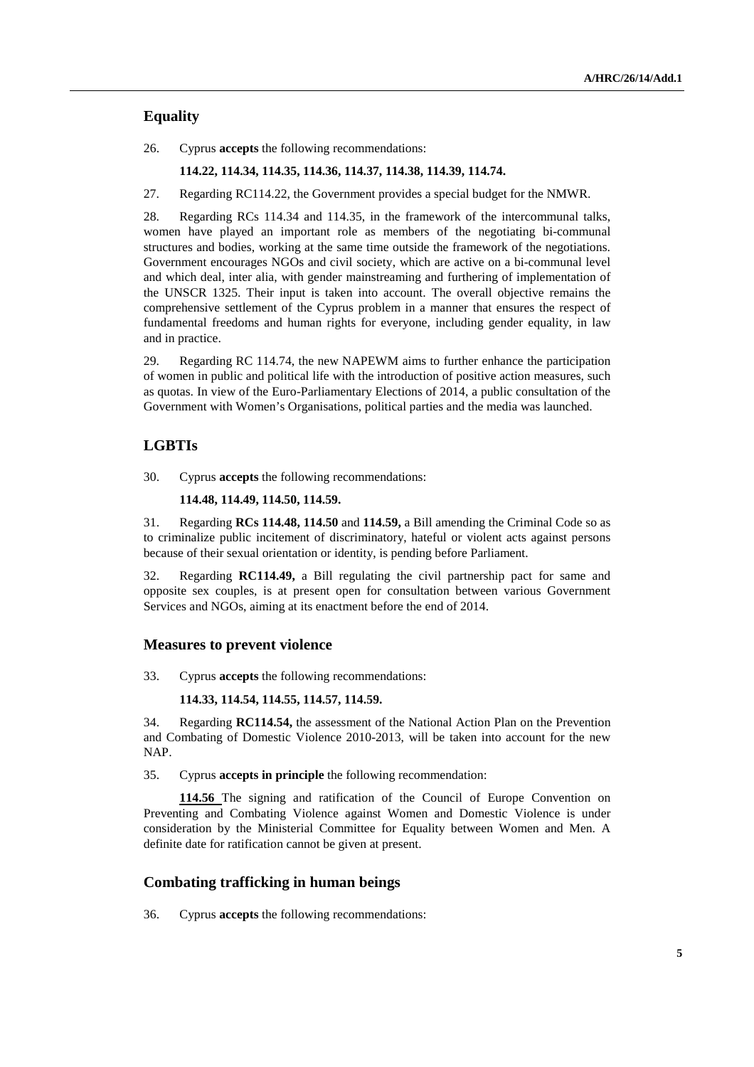## Equality

26. Cyprus **accepts** the following recommendations:

**114.22, 114.34, 114.35, 114.36, 114.37, 114.38, 114.39, 114.74.**

27. Regarding RC114.22, the Government provides a special budget for the NMWR.

28. Regarding RCs 114.34 and 114.35, in the framework of the intercommunal talks, women have played an important role as members of the negotiating bi-communal structures and bodies, working at the same time outside the framework of the negotiations. Government encourages NGOs and civil society, which are active on a bi-communal level and which deal, inter alia, with gender mainstreaming and furthering of implementation of the UNSCR 1325. Their input is taken into account. The overall objective remains the comprehensive settlement of the Cyprus problem in a manner that ensures the respect of fundamental freedoms and human rights for everyone, including gender equality, in law and in practice.

29. Regarding RC 114.74, the new NAPEWM aims to further enhance the participation of women in public and political life with the introduction of positive action measures, such as quotas. In view of the Euro-Parliamentary Elections of 2014, a public consultation of the Government with Women's Organisations, political parties and the media was launched.

## LGBTIs

30. Cyprus **accepts** the following recommendations:

**114.48, 114.49, 114.50, 114.59.**

31. Regarding **RCs 114.48, 114.50** and **114.59,** a Bill amending the Criminal Code so as to criminalize public incitement of discriminatory, hateful or violent acts against persons because of their sexual orientation or identity, is pending before Parliament.

32. Regarding **RC114.49,** a Bill regulating the civil partnership pact for same and opposite sex couples, is at present open for consultation between various Government Services and NGOs, aiming at its enactment before the end of 2014.

## Measures to prevent violence

33. Cyprus **accepts** the following recommendations:

**114.33, 114.54, 114.55, 114.57, 114.59.**

34. Regarding **RC114.54,** the assessment of the National Action Plan on the Prevention and Combating of Domestic Violence 2010-2013, will be taken into account for the new NAP.

35. Cyprus **accepts in principle** the following recommendation:

**114.56** The signing and ratification of the Council of Europe Convention on Preventing and Combating Violence against Women and Domestic Violence is under consideration by the Ministerial Committee for Equality between Women and Men. A definite date for ratification cannot be given at present.

## Combating trafficking in human beings

36. Cyprus **accepts** the following recommendations: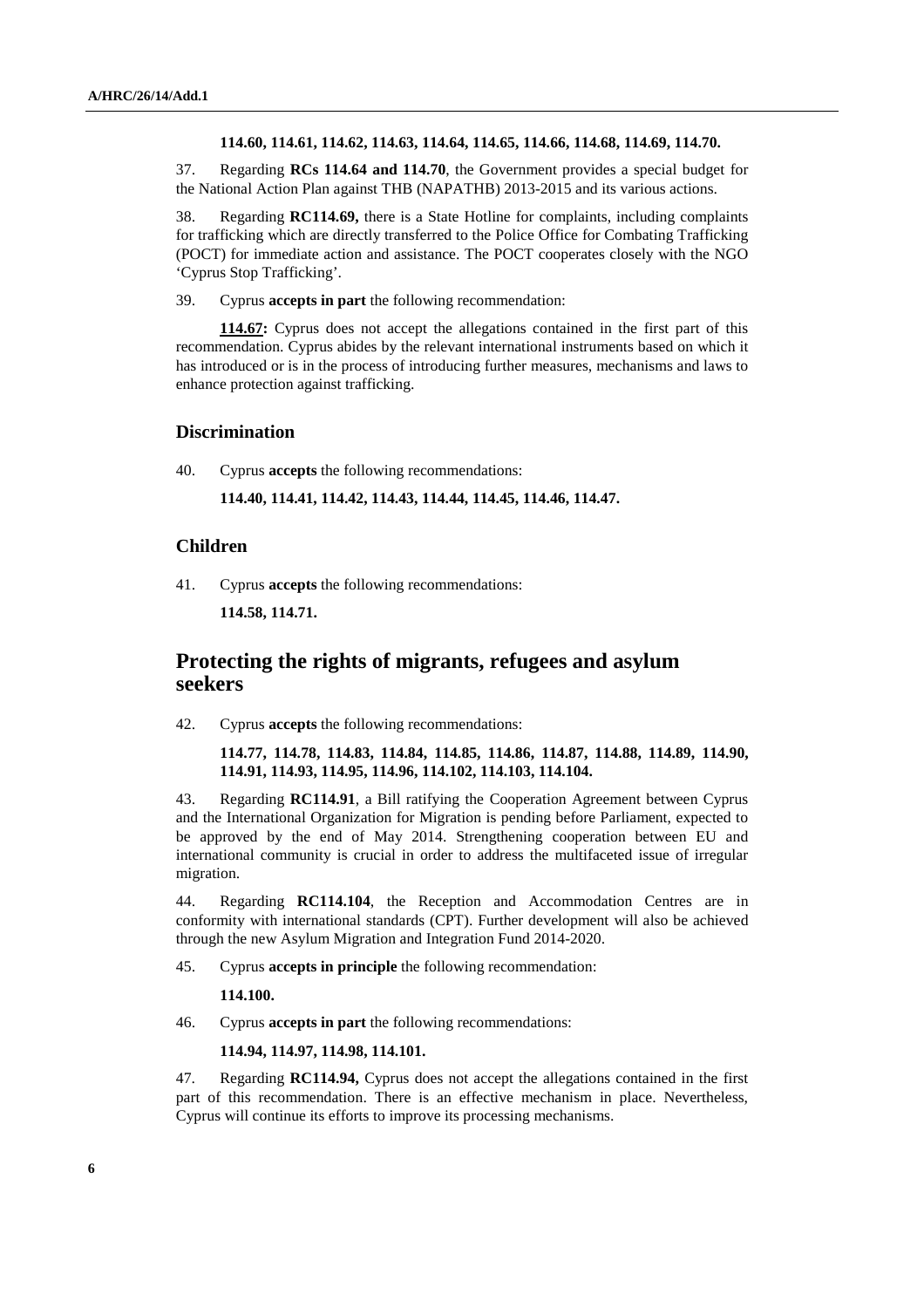**114.60, 114.61, 114.62, 114.63, 114.64, 114.65, 114.66, 114.68, 114.69, 114.70.**

37. Regarding **RCs 114.64 and 114.70**, the Government provides a special budget for the National Action Plan against THB (NAPATHB) 2013-2015 and its various actions.

38. Regarding **RC114.69,** there is a State Hotline for complaints, including complaints for trafficking which are directly transferred to the Police Office for Combating Trafficking (POCT) for immediate action and assistance. The POCT cooperates closely with the NGO 'Cyprus Stop Trafficking'.

39. Cyprus **accepts in part** the following recommendation:

**114.67:** Cyprus does not accept the allegations contained in the first part of this recommendation. Cyprus abides by the relevant international instruments based on which it has introduced or is in the process of introducing further measures, mechanisms and laws to enhance protection against trafficking.

### Discrimination

40. Cyprus **accepts** the following recommendations:

**114.40, 114.41, 114.42, 114.43, 114.44, 114.45, 114.46, 114.47.**

### Children

41. Cyprus **accepts** the following recommendations:

**114.58, 114.71.**

## Protecting the rights of migrants, refugees and asylum seekers

42. Cyprus **accepts** the following recommendations:

**114.77, 114.78, 114.83, 114.84, 114.85, 114.86, 114.87, 114.88, 114.89, 114.90, 114.91, 114.93, 114.95, 114.96, 114.102, 114.103, 114.104.**

43. Regarding **RC114.91**, a Bill ratifying the Cooperation Agreement between Cyprus and the International Organization for Migration is pending before Parliament, expected to be approved by the end of May 2014. Strengthening cooperation between EU and international community is crucial in order to address the multifaceted issue of irregular migration.

44. Regarding **RC114.104**, the Reception and Accommodation Centres are in conformity with international standards (CPT). Further development will also be achieved through the new Asylum Migration and Integration Fund 2014-2020.

45. Cyprus **accepts in principle** the following recommendation:

**114.100.**

46. Cyprus **accepts in part** the following recommendations:

**114.94, 114.97, 114.98, 114.101.**

47. Regarding **RC114.94,** Cyprus does not accept the allegations contained in the first part of this recommendation. There is an effective mechanism in place. Nevertheless, Cyprus will continue its efforts to improve its processing mechanisms.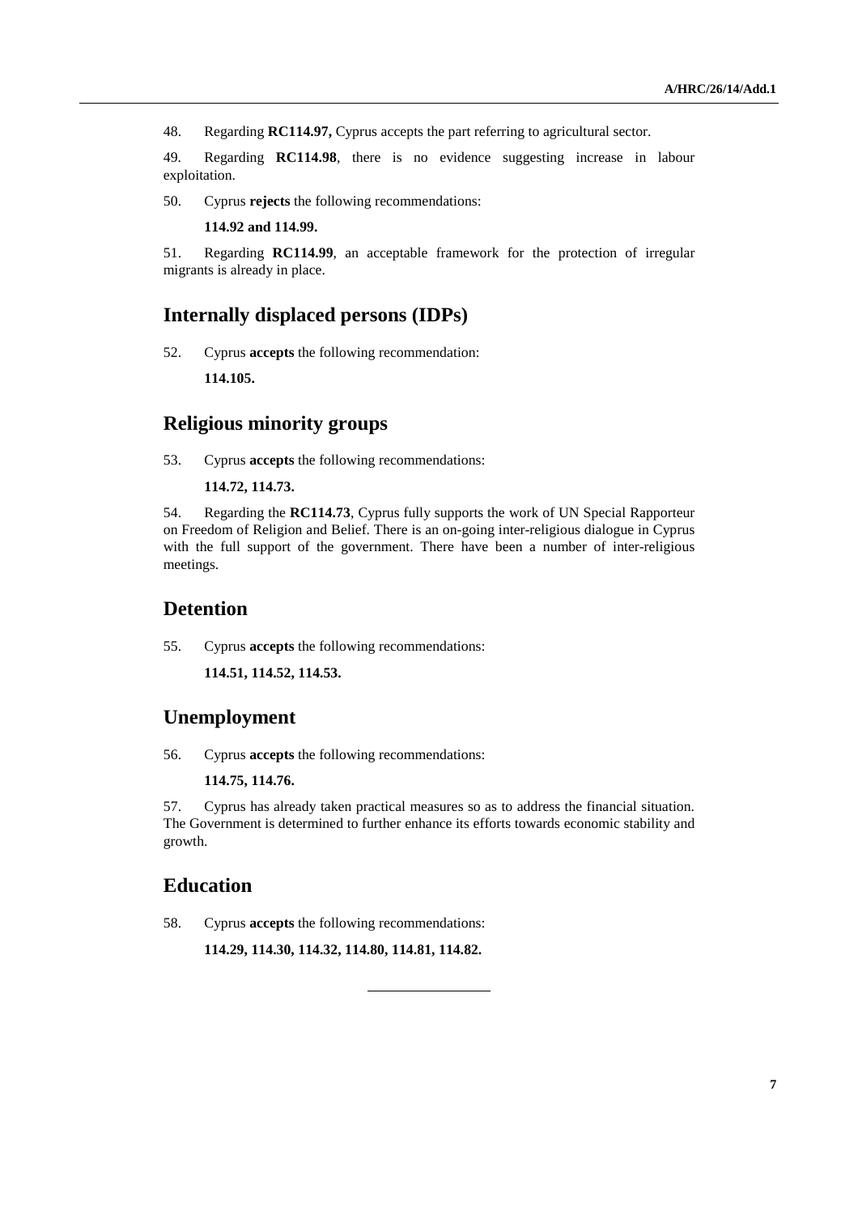48. Regarding **RC114.97,** Cyprus accepts the part referring to agricultural sector.

49. Regarding **RC114.98**, there is no evidence suggesting increase in labour exploitation.

50. Cyprus **rejects** the following recommendations:

**114.92 and 114.99.**

51. Regarding **RC114.99**, an acceptable framework for the protection of irregular migrants is already in place.

## Internally displaced persons (IDPs)

52. Cyprus **accepts** the following recommendation:

**114.105.**

## Religious minority groups

53. Cyprus **accepts** the following recommendations:

**114.72, 114.73.**

54. Regarding the **RC114.73**, Cyprus fully supports the work of UN Special Rapporteur on Freedom of Religion and Belief. There is an on-going inter-religious dialogue in Cyprus with the full support of the government. There have been a number of inter-religious meetings.

## Detention

55. Cyprus **accepts** the following recommendations:

**114.51, 114.52, 114.53.**

## Unemployment

56. Cyprus **accepts** the following recommendations:

**114.75, 114.76.**

57. Cyprus has already taken practical measures so as to address the financial situation. The Government is determined to further enhance its efforts towards economic stability and growth.

## Education

58. Cyprus **accepts** the following recommendations:

**114.29, 114.30, 114.32, 114.80, 114.81, 114.82.**